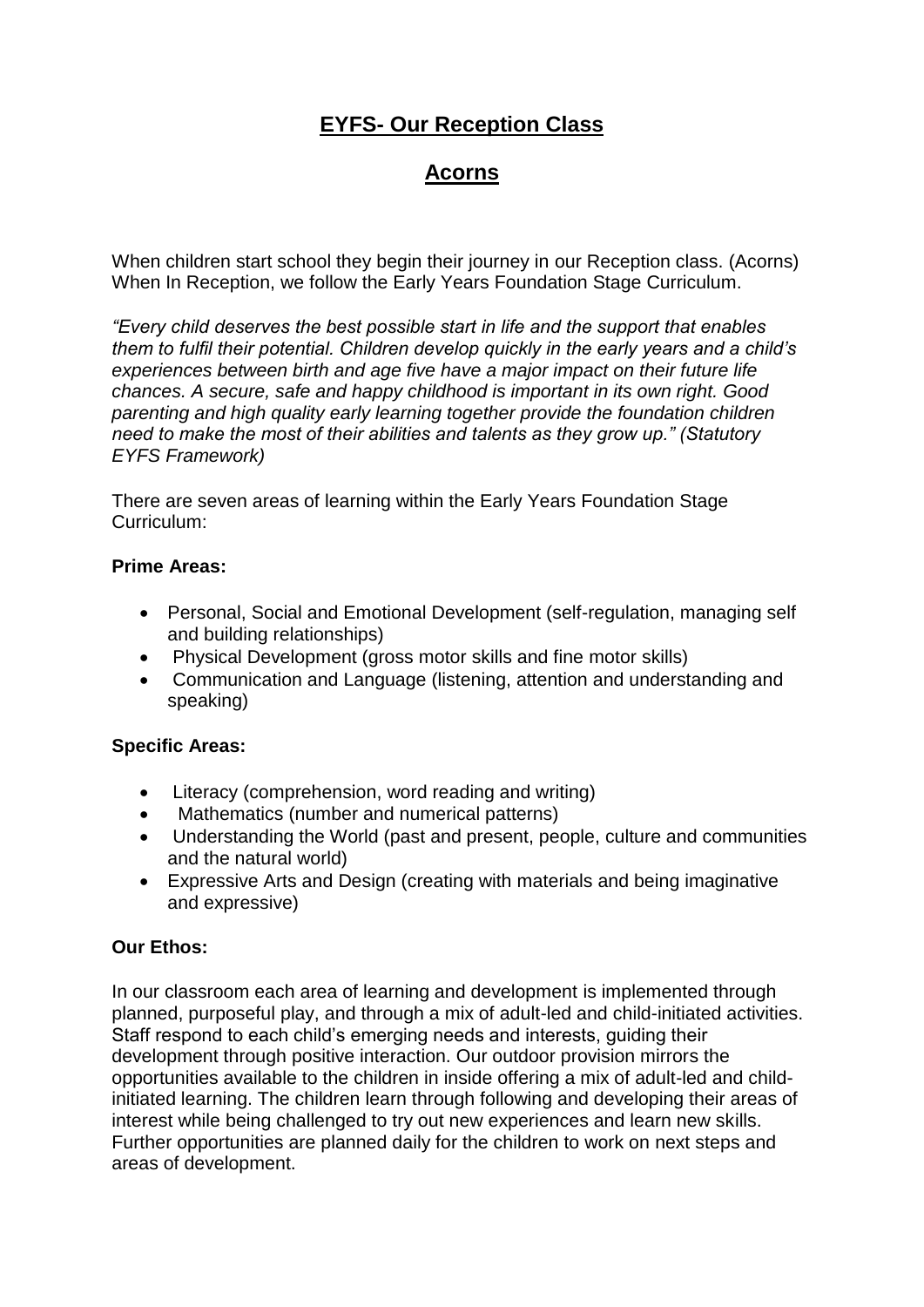# EYFS- Our Reception Class

## Acorns

When children start school they begin their journey in our Reception class. (Acorns) When In Reception, we follow the Early Years Foundation Stage Curriculum.

*"Every child deserves the best possible start in life and the support that enables them to fulfil their potential. Children develop quickly in the early years and a child's experiences between birth and age five have a major impact on their future life chances. A secure, safe and happy childhood is important in its own right. Good parenting and high quality early learning together provide the foundation children need to make the most of their abilities and talents as they grow up." (Statutory EYFS Framework)*

There are seven areas of learning within the Early Years Foundation Stage Curriculum:

**Prime Areas:**

- Personal, Social and Emotional Development (self-regulation, managing self and building relationships)
- Physical Development (gross motor skills and fine motor skills)
- Communication and Language (listening, attention and understanding and speaking)

**Specific Areas:**

- Literacy (comprehension, word reading and writing)
- Mathematics (number and numerical patterns)
- Understanding the World (past and present, people, culture and communities and the natural world)
- Expressive Arts and Design (creating with materials and being imaginative and expressive)

**Our Ethos:**

In our classroom each area of learning and development is implemented through planned, purposeful play, and through a mix of adult-led and child-initiated activities. Staff respond to each child's emerging needs and interests, guiding their development through positive interaction. Our outdoor provision mirrors the opportunities available to the children in inside offering a mix of adult-led and child-initiated learning. The children learn through following and developing their areas of interest while being challenged to try out new experiences and learn new skills. Further opportunities are planned daily for the children to work on next steps and areas of development.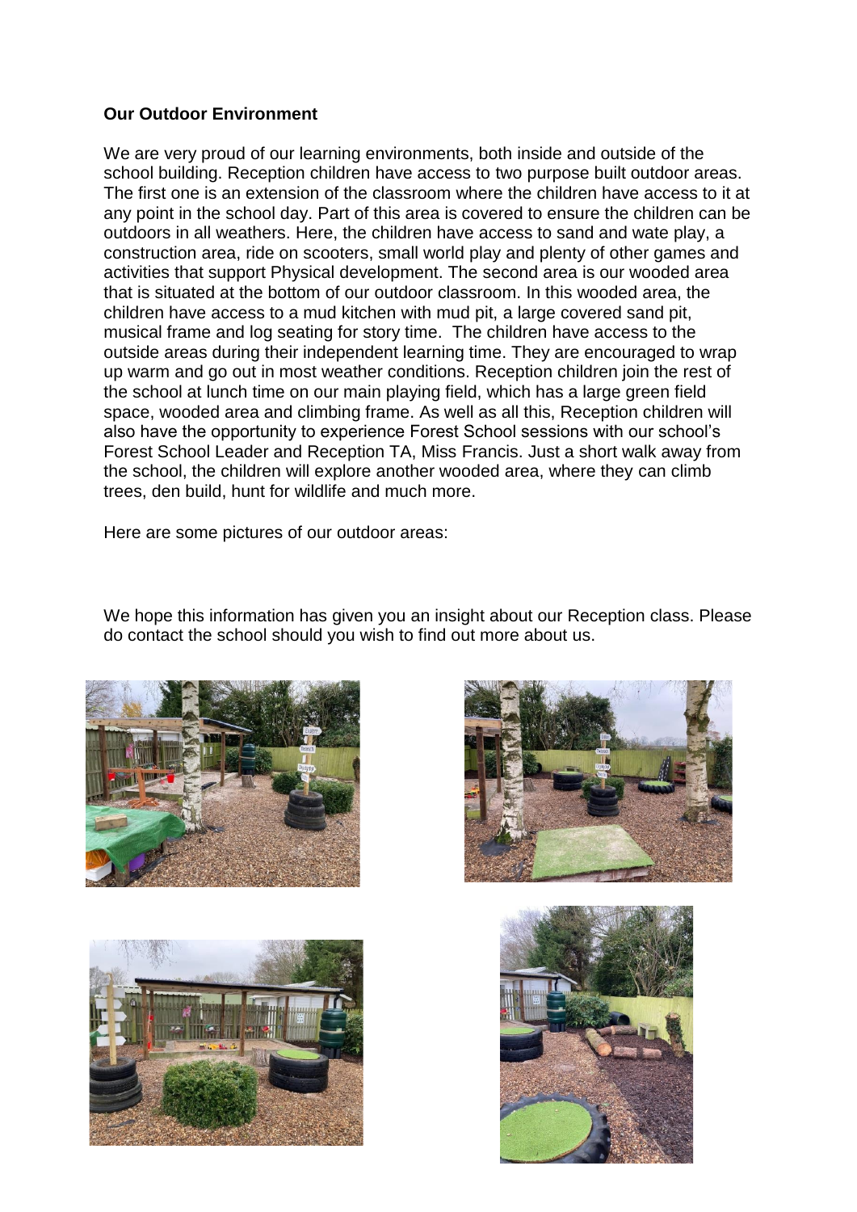**Our Outdoor Environment**

We are very proud of our learning environments, both inside and outside of the school building. Reception children have access to two purpose built outdoor areas. The first one is an extension of the classroom where the children have access to it at any point in the school day. Part of this area is covered to ensure the children can be outdoors in all weathers. Here, the children have access to sand and wate play, a construction area, ride on scooters, small world play and plenty of other games and activities that support Physical development. The second area is our wooded area that is situated at the bottom of our outdoor classroom. In this wooded area, the children have access to a mud kitchen with mud pit, a large covered sand pit, musical frame and log seating for story time. The children have access to the outside areas during their independent learning time. They are encouraged to wrap up warm and go out in most weather conditions. Reception children join the rest of the school at lunch time on our main playing field, which has a large green field space, wooded area and climbing frame. As well as all this, Reception children will also have the opportunity to experience Forest School sessions with our school's Forest School Leader and Reception TA, Miss Francis. Just a short walk away from the school, the children will explore another wooded area, where they can climb trees, den build, hunt for wildlife and much more.

Here are some pictures of our outdoor areas:

We hope this information has given you an insight about our Reception class. Please do contact the school should you wish to find out more about us.